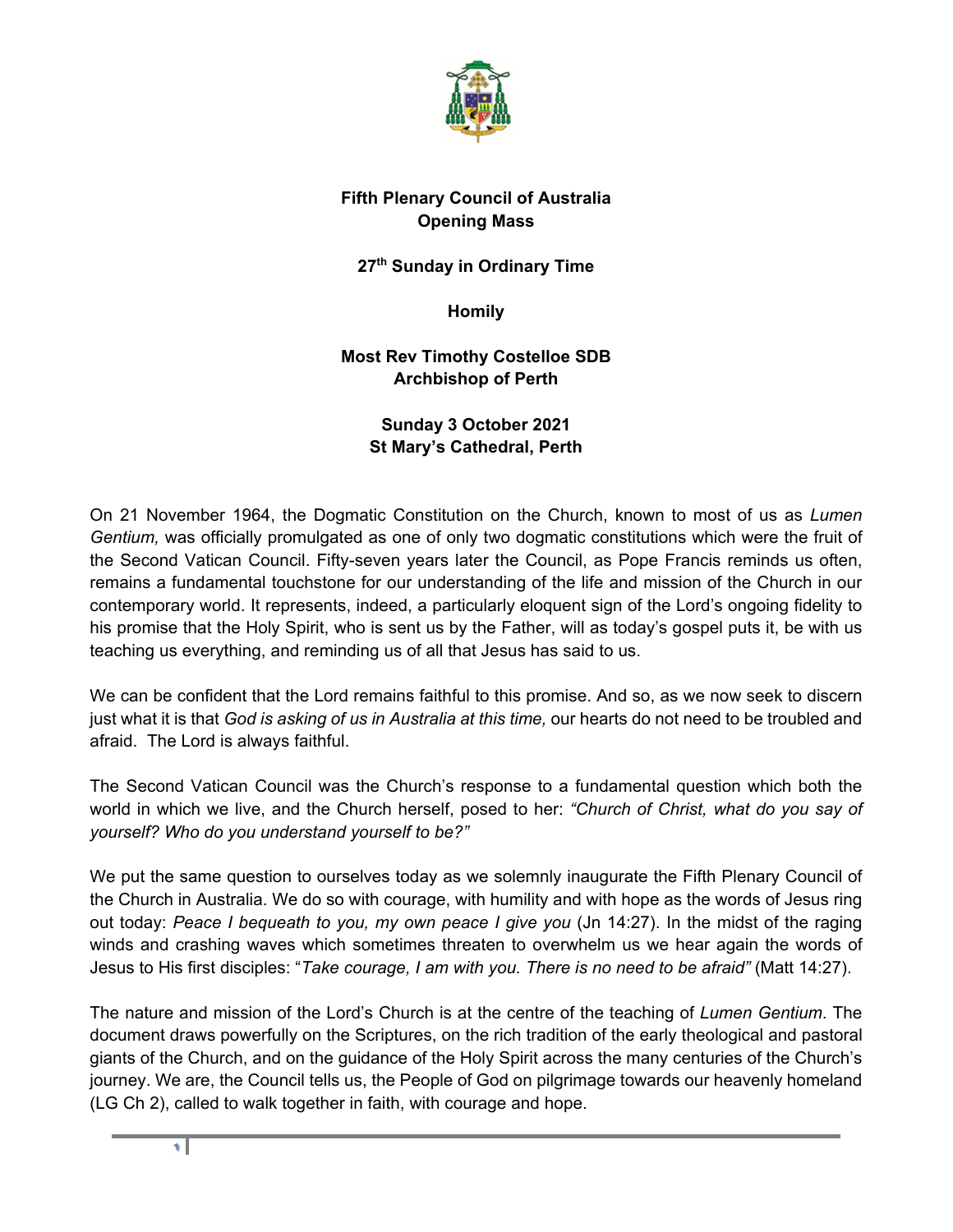**Fifth Plenary Council of Australia**
**Opening Mass**

**27th Sunday in Ordinary Time**

**Homily**

**Most Rev Timothy Costelloe SDB**
**Archbishop of Perth**

**Sunday 3 October 2021**
**St Mary's Cathedral, Perth**

On 21 November 1964, the Dogmatic Constitution on the Church, known to most of us as *Lumen Gentium,* was officially promulgated as one of only two dogmatic constitutions which were the fruit of the Second Vatican Council. Fifty-seven years later the Council, as Pope Francis reminds us often, remains a fundamental touchstone for our understanding of the life and mission of the Church in our contemporary world. It represents, indeed, a particularly eloquent sign of the Lord's ongoing fidelity to his promise that the Holy Spirit, who is sent us by the Father, will as today's gospel puts it, be with us teaching us everything, and reminding us of all that Jesus has said to us.

We can be confident that the Lord remains faithful to this promise. And so, as we now seek to discern just what it is that *God is asking of us in Australia at this time,* our hearts do not need to be troubled and afraid. The Lord is always faithful.

The Second Vatican Council was the Church's response to a fundamental question which both the world in which we live, and the Church herself, posed to her: *"Church of Christ, what do you say of yourself? Who do you understand yourself to be?"*

We put the same question to ourselves today as we solemnly inaugurate the Fifth Plenary Council of the Church in Australia. We do so with courage, with humility and with hope as the words of Jesus ring out today: *Peace I bequeath to you, my own peace I give you* (Jn 14:27). In the midst of the raging winds and crashing waves which sometimes threaten to overwhelm us we hear again the words of Jesus to His first disciples: "*Take courage, I am with you. There is no need to be afraid"* (Matt 14:27).

The nature and mission of the Lord's Church is at the centre of the teaching of *Lumen Gentium*. The document draws powerfully on the Scriptures, on the rich tradition of the early theological and pastoral giants of the Church, and on the guidance of the Holy Spirit across the many centuries of the Church's journey. We are, the Council tells us, the People of God on pilgrimage towards our heavenly homeland (LG Ch 2), called to walk together in faith, with courage and hope.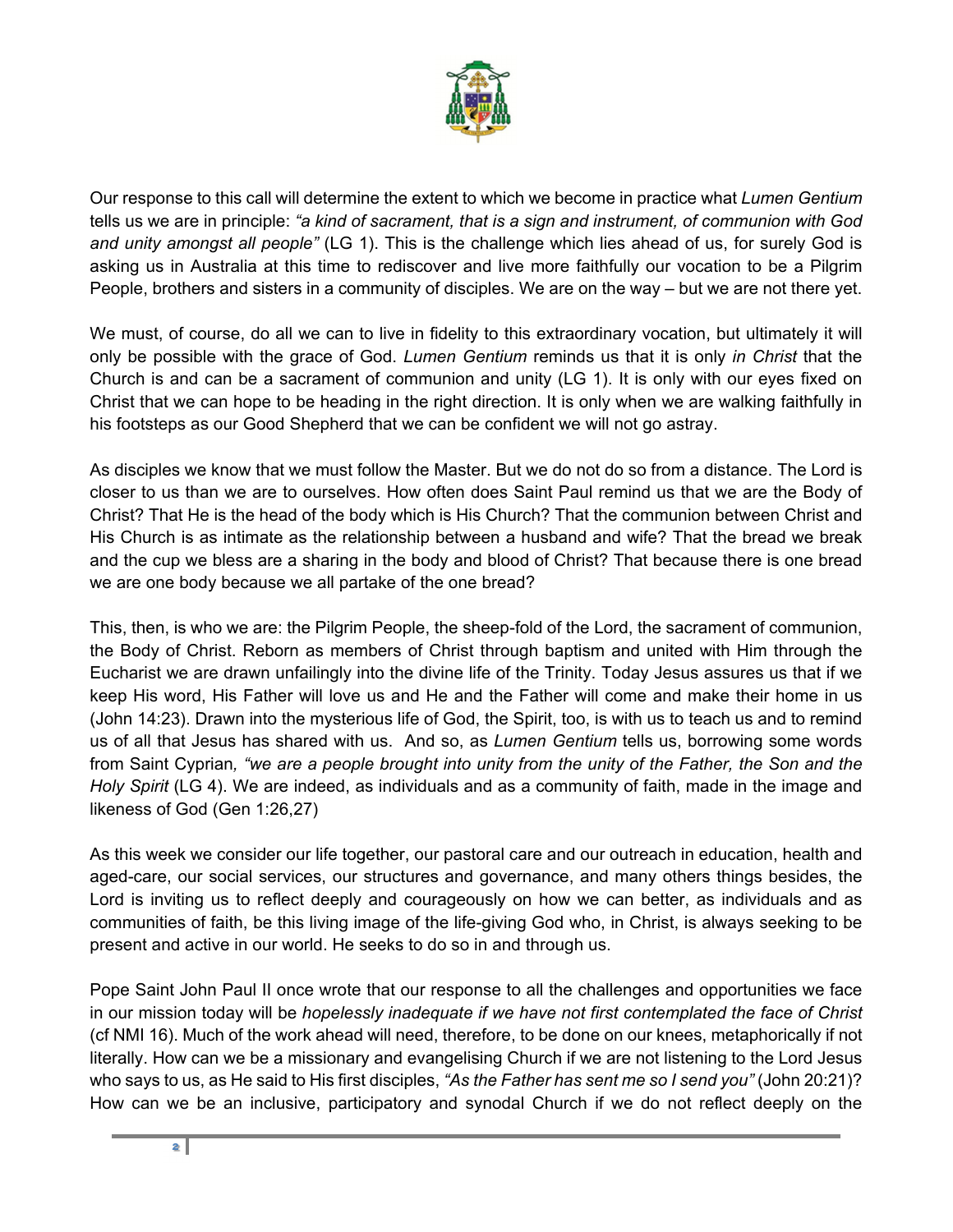Our response to this call will determine the extent to which we become in practice what *Lumen Gentium* tells us we are in principle: *"a kind of sacrament, that is a sign and instrument, of communion with God and unity amongst all people"* (LG 1). This is the challenge which lies ahead of us, for surely God is asking us in Australia at this time to rediscover and live more faithfully our vocation to be a Pilgrim People, brothers and sisters in a community of disciples. We are on the way – but we are not there yet.

We must, of course, do all we can to live in fidelity to this extraordinary vocation, but ultimately it will only be possible with the grace of God. *Lumen Gentium* reminds us that it is only *in Christ* that the Church is and can be a sacrament of communion and unity (LG 1). It is only with our eyes fixed on Christ that we can hope to be heading in the right direction. It is only when we are walking faithfully in his footsteps as our Good Shepherd that we can be confident we will not go astray.

As disciples we know that we must follow the Master. But we do not do so from a distance. The Lord is closer to us than we are to ourselves. How often does Saint Paul remind us that we are the Body of Christ? That He is the head of the body which is His Church? That the communion between Christ and His Church is as intimate as the relationship between a husband and wife? That the bread we break and the cup we bless are a sharing in the body and blood of Christ? That because there is one bread we are one body because we all partake of the one bread?

This, then, is who we are: the Pilgrim People, the sheep-fold of the Lord, the sacrament of communion, the Body of Christ. Reborn as members of Christ through baptism and united with Him through the Eucharist we are drawn unfailingly into the divine life of the Trinity. Today Jesus assures us that if we keep His word, His Father will love us and He and the Father will come and make their home in us (John 14:23). Drawn into the mysterious life of God, the Spirit, too, is with us to teach us and to remind us of all that Jesus has shared with us. And so, as *Lumen Gentium* tells us, borrowing some words from Saint Cyprian*, "we are a people brought into unity from the unity of the Father, the Son and the Holy Spirit* (LG 4). We are indeed, as individuals and as a community of faith, made in the image and likeness of God (Gen 1:26,27)

As this week we consider our life together, our pastoral care and our outreach in education, health and aged-care, our social services, our structures and governance, and many others things besides, the Lord is inviting us to reflect deeply and courageously on how we can better, as individuals and as communities of faith, be this living image of the life-giving God who, in Christ, is always seeking to be present and active in our world. He seeks to do so in and through us.

Pope Saint John Paul II once wrote that our response to all the challenges and opportunities we face in our mission today will be *hopelessly inadequate if we have not first contemplated the face of Christ* (cf NMI 16). Much of the work ahead will need, therefore, to be done on our knees, metaphorically if not literally. How can we be a missionary and evangelising Church if we are not listening to the Lord Jesus who says to us, as He said to His first disciples, *"As the Father has sent me so I send you"* (John 20:21)? How can we be an inclusive, participatory and synodal Church if we do not reflect deeply on the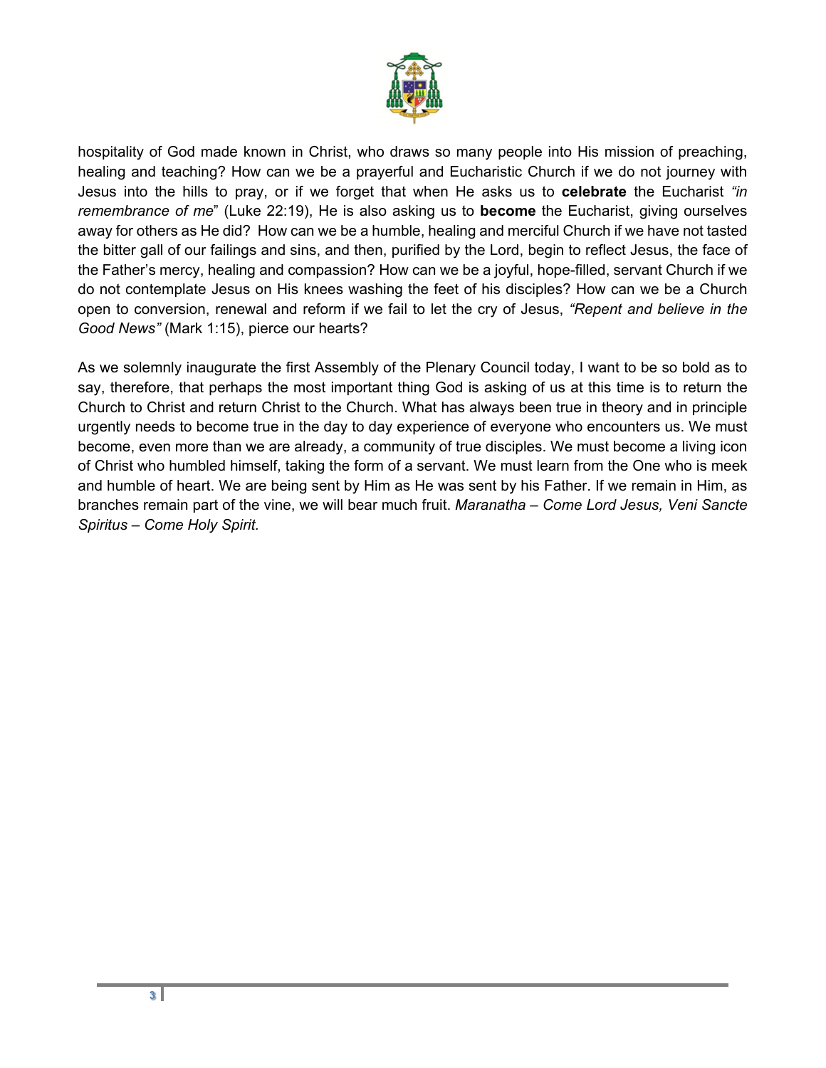hospitality of God made known in Christ, who draws so many people into His mission of preaching, healing and teaching? How can we be a prayerful and Eucharistic Church if we do not journey with Jesus into the hills to pray, or if we forget that when He asks us to **celebrate** the Eucharist *"in remembrance of me*" (Luke 22:19), He is also asking us to **become** the Eucharist, giving ourselves away for others as He did? How can we be a humble, healing and merciful Church if we have not tasted the bitter gall of our failings and sins, and then, purified by the Lord, begin to reflect Jesus, the face of the Father's mercy, healing and compassion? How can we be a joyful, hope-filled, servant Church if we do not contemplate Jesus on His knees washing the feet of his disciples? How can we be a Church open to conversion, renewal and reform if we fail to let the cry of Jesus, *"Repent and believe in the Good News"* (Mark 1:15), pierce our hearts?

As we solemnly inaugurate the first Assembly of the Plenary Council today, I want to be so bold as to say, therefore, that perhaps the most important thing God is asking of us at this time is to return the Church to Christ and return Christ to the Church. What has always been true in theory and in principle urgently needs to become true in the day to day experience of everyone who encounters us. We must become, even more than we are already, a community of true disciples. We must become a living icon of Christ who humbled himself, taking the form of a servant. We must learn from the One who is meek and humble of heart. We are being sent by Him as He was sent by his Father. If we remain in Him, as branches remain part of the vine, we will bear much fruit. *Maranatha – Come Lord Jesus, Veni Sancte Spiritus – Come Holy Spirit.*